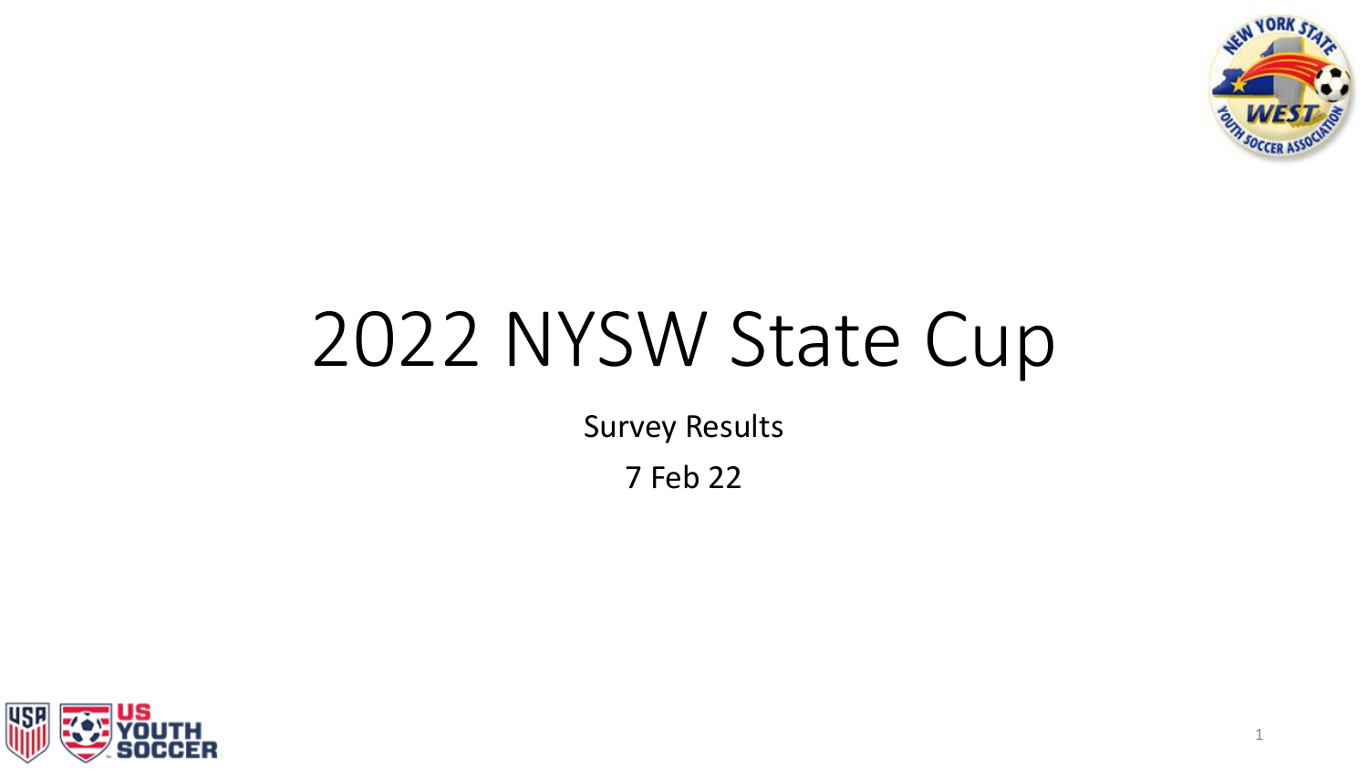# 2022 NYSW State Cup

Survey Results

7 Feb 22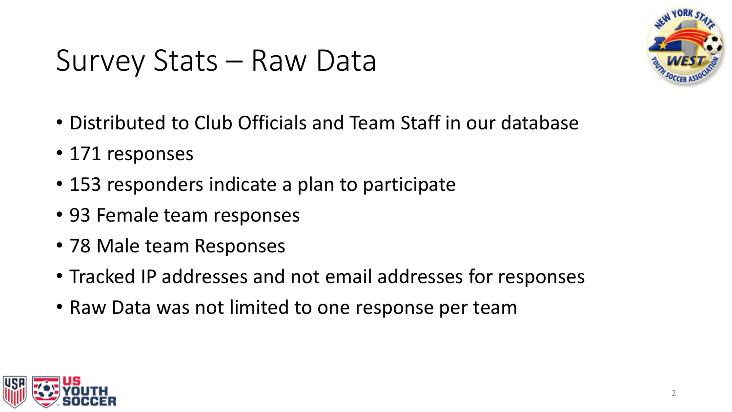# Survey Stats – Raw Data

- Distributed to Club Officials and Team Staff in our database
- 171 responses
- 153 responders indicate a plan to participate
- 93 Female team responses
- 78 Male team Responses
- Tracked IP addresses and not email addresses for responses
- Raw Data was not limited to one response per team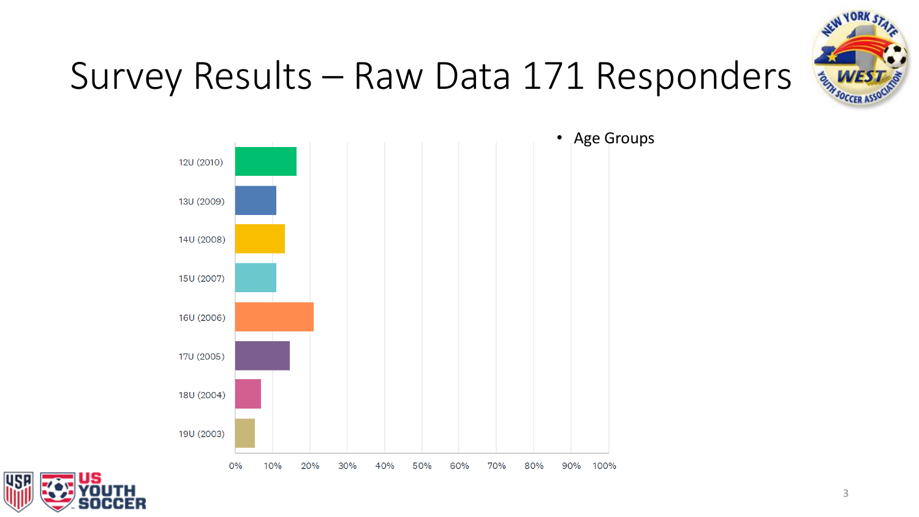# Survey Results – Raw Data 171 Responders

- Age Groups

| Age Group | Percentage (approx.) |
|---|---|
| 12U (2010) | ~16% |
| 13U (2009) | ~11% |
| 14U (2008) | ~13% |
| 15U (2007) | ~11% |
| 16U (2006) | ~21% |
| 17U (2005) | ~15% |
| 18U (2004) | ~7% |
| 19U (2003) | ~5% |

0% 10% 20% 30% 40% 50% 60% 70% 80% 90% 100%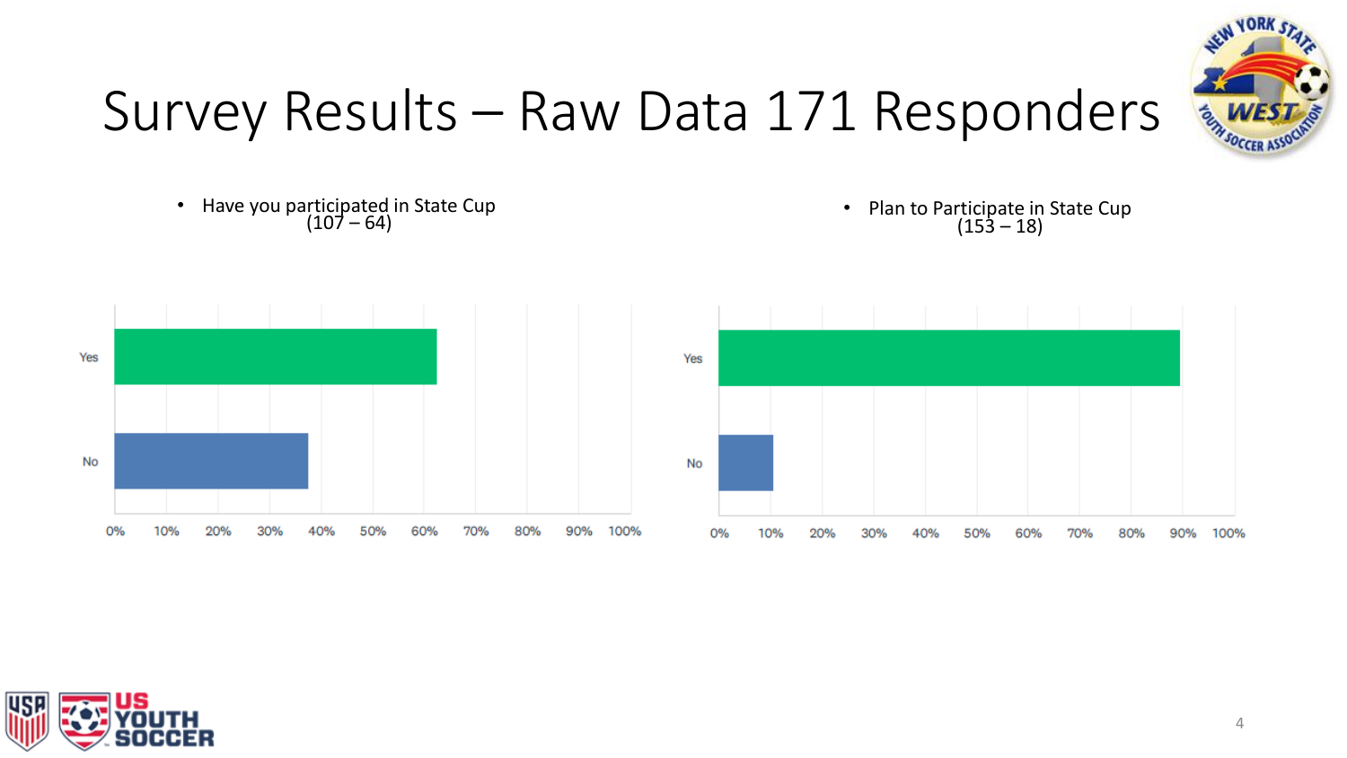# Survey Results – Raw Data 171 Responders

- Have you participated in State Cup (107 – 64)

- Plan to Participate in State Cup (153 – 18)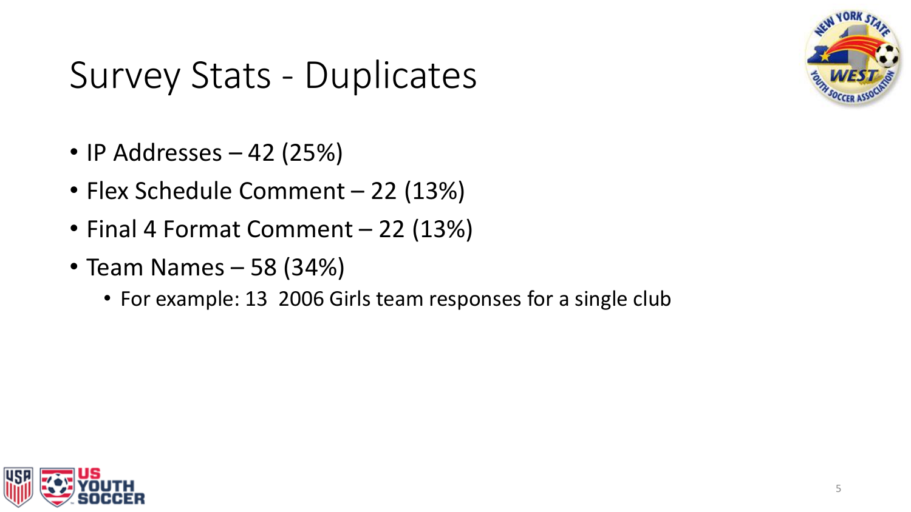# Survey Stats - Duplicates

- IP Addresses – 42 (25%)
- Flex Schedule Comment – 22 (13%)
- Final 4 Format Comment – 22 (13%)
- Team Names – 58 (34%)
  - For example: 13 2006 Girls team responses for a single club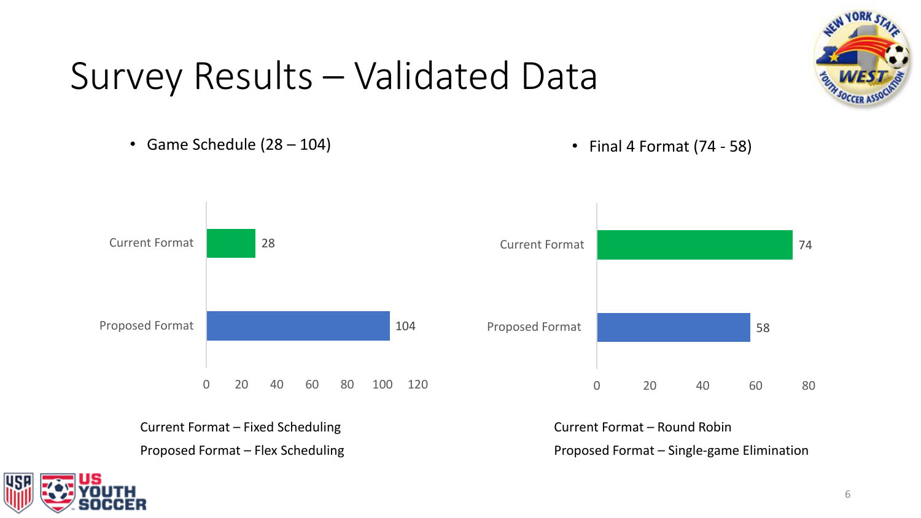# Survey Results – Validated Data

- Game Schedule (28 – 104)

| | Votes |
|---|---|
| Current Format | 28 |
| Proposed Format | 104 |

Current Format – Fixed Scheduling

Proposed Format – Flex Scheduling

- Final 4 Format (74 - 58)

| | Votes |
|---|---|
| Current Format | 74 |
| Proposed Format | 58 |

Current Format – Round Robin

Proposed Format – Single-game Elimination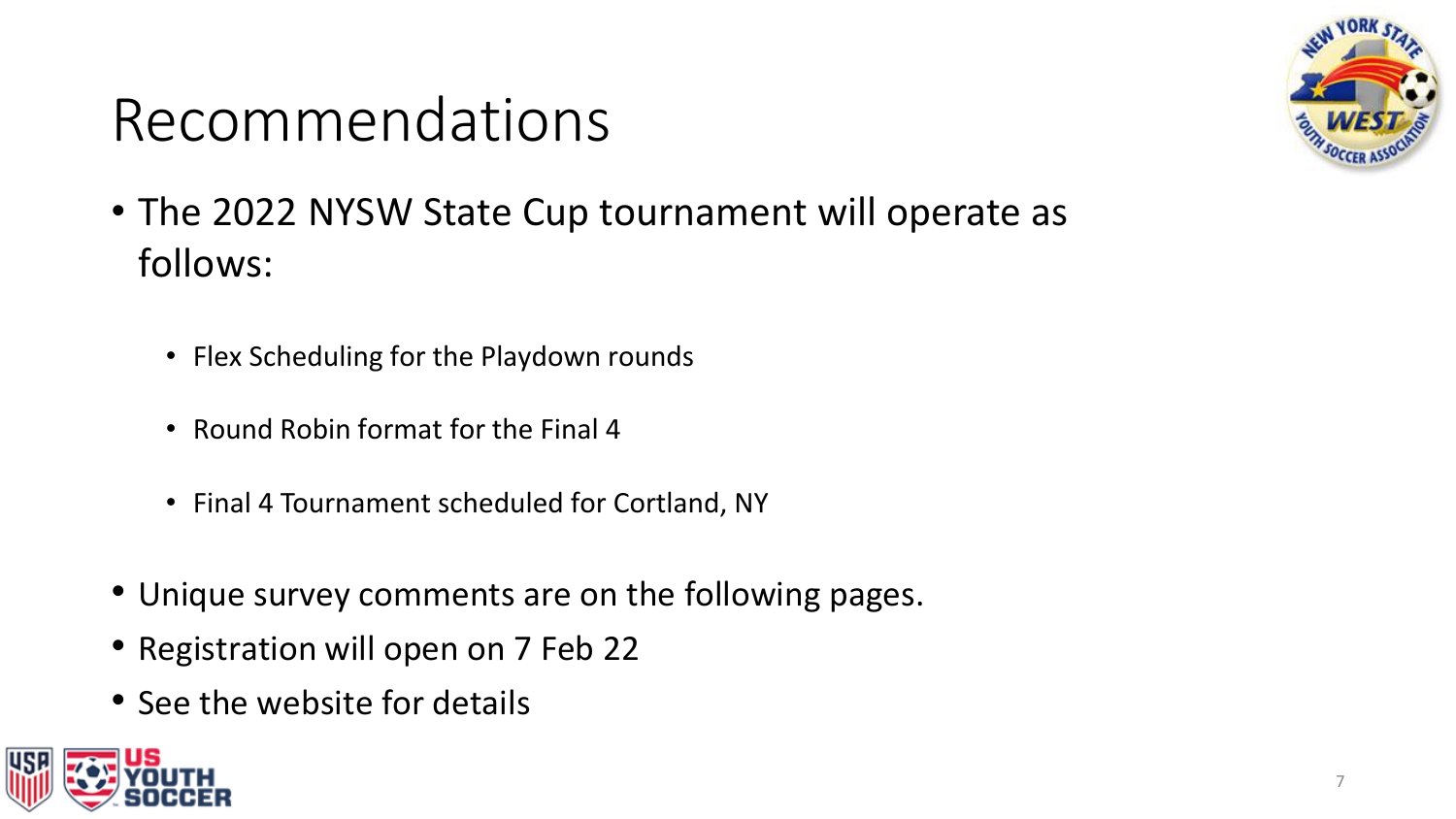# Recommendations

- The 2022 NYSW State Cup tournament will operate as follows:
  - Flex Scheduling for the Playdown rounds
  - Round Robin format for the Final 4
  - Final 4 Tournament scheduled for Cortland, NY
- Unique survey comments are on the following pages.
- Registration will open on 7 Feb 22
- See the website for details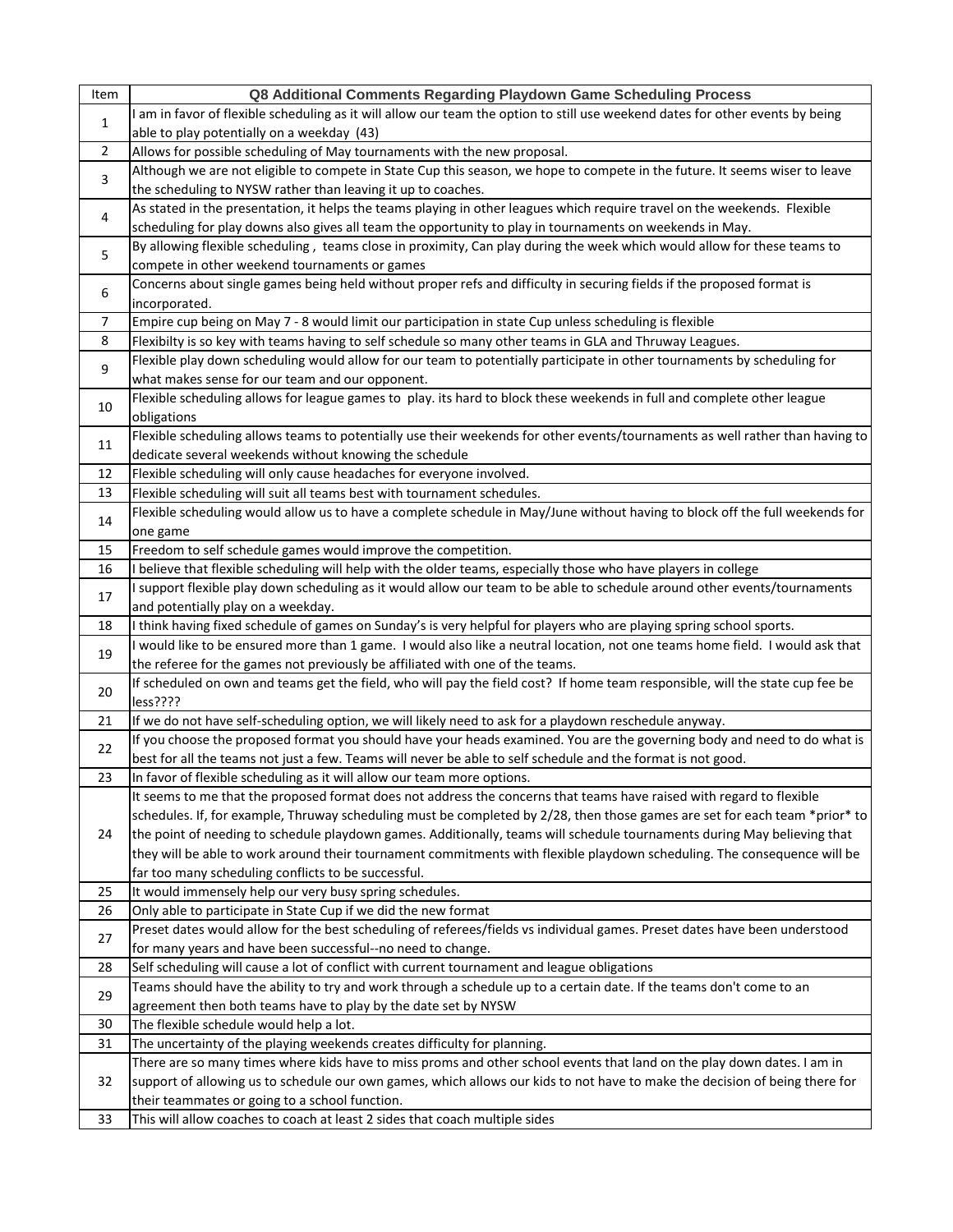| Item | Q8 Additional Comments Regarding Playdown Game Scheduling Process |
|---|---|
| 1 | I am in favor of flexible scheduling as it will allow our team the option to still use weekend dates for other events by being able to play potentially on a weekday (43) |
| 2 | Allows for possible scheduling of May tournaments with the new proposal. |
| 3 | Although we are not eligible to compete in State Cup this season, we hope to compete in the future. It seems wiser to leave the scheduling to NYSW rather than leaving it up to coaches. |
| 4 | As stated in the presentation, it helps the teams playing in other leagues which require travel on the weekends. Flexible scheduling for play downs also gives all team the opportunity to play in tournaments on weekends in May. |
| 5 | By allowing flexible scheduling , teams close in proximity, Can play during the week which would allow for these teams to compete in other weekend tournaments or games |
| 6 | Concerns about single games being held without proper refs and difficulty in securing fields if the proposed format is incorporated. |
| 7 | Empire cup being on May 7 - 8 would limit our participation in state Cup unless scheduling is flexible |
| 8 | Flexibilty is so key with teams having to self schedule so many other teams in GLA and Thruway Leagues. |
| 9 | Flexible play down scheduling would allow for our team to potentially participate in other tournaments by scheduling for what makes sense for our team and our opponent. |
| 10 | Flexible scheduling allows for league games to play. its hard to block these weekends in full and complete other league obligations |
| 11 | Flexible scheduling allows teams to potentially use their weekends for other events/tournaments as well rather than having to dedicate several weekends without knowing the schedule |
| 12 | Flexible scheduling will only cause headaches for everyone involved. |
| 13 | Flexible scheduling will suit all teams best with tournament schedules. |
| 14 | Flexible scheduling would allow us to have a complete schedule in May/June without having to block off the full weekends for one game |
| 15 | Freedom to self schedule games would improve the competition. |
| 16 | I believe that flexible scheduling will help with the older teams, especially those who have players in college |
| 17 | I support flexible play down scheduling as it would allow our team to be able to schedule around other events/tournaments and potentially play on a weekday. |
| 18 | I think having fixed schedule of games on Sunday's is very helpful for players who are playing spring school sports. |
| 19 | I would like to be ensured more than 1 game. I would also like a neutral location, not one teams home field. I would ask that the referee for the games not previously be affiliated with one of the teams. |
| 20 | If scheduled on own and teams get the field, who will pay the field cost? If home team responsible, will the state cup fee be less???? |
| 21 | If we do not have self-scheduling option, we will likely need to ask for a playdown reschedule anyway. |
| 22 | If you choose the proposed format you should have your heads examined. You are the governing body and need to do what is best for all the teams not just a few. Teams will never be able to self schedule and the format is not good. |
| 23 | In favor of flexible scheduling as it will allow our team more options. |
| 24 | It seems to me that the proposed format does not address the concerns that teams have raised with regard to flexible schedules. If, for example, Thruway scheduling must be completed by 2/28, then those games are set for each team *prior* to the point of needing to schedule playdown games. Additionally, teams will schedule tournaments during May believing that they will be able to work around their tournament commitments with flexible playdown scheduling. The consequence will be far too many scheduling conflicts to be successful. |
| 25 | It would immensely help our very busy spring schedules. |
| 26 | Only able to participate in State Cup if we did the new format |
| 27 | Preset dates would allow for the best scheduling of referees/fields vs individual games. Preset dates have been understood for many years and have been successful--no need to change. |
| 28 | Self scheduling will cause a lot of conflict with current tournament and league obligations |
| 29 | Teams should have the ability to try and work through a schedule up to a certain date. If the teams don't come to an agreement then both teams have to play by the date set by NYSW |
| 30 | The flexible schedule would help a lot. |
| 31 | The uncertainty of the playing weekends creates difficulty for planning. |
| 32 | There are so many times where kids have to miss proms and other school events that land on the play down dates. I am in support of allowing us to schedule our own games, which allows our kids to not have to make the decision of being there for their teammates or going to a school function. |
| 33 | This will allow coaches to coach at least 2 sides that coach multiple sides |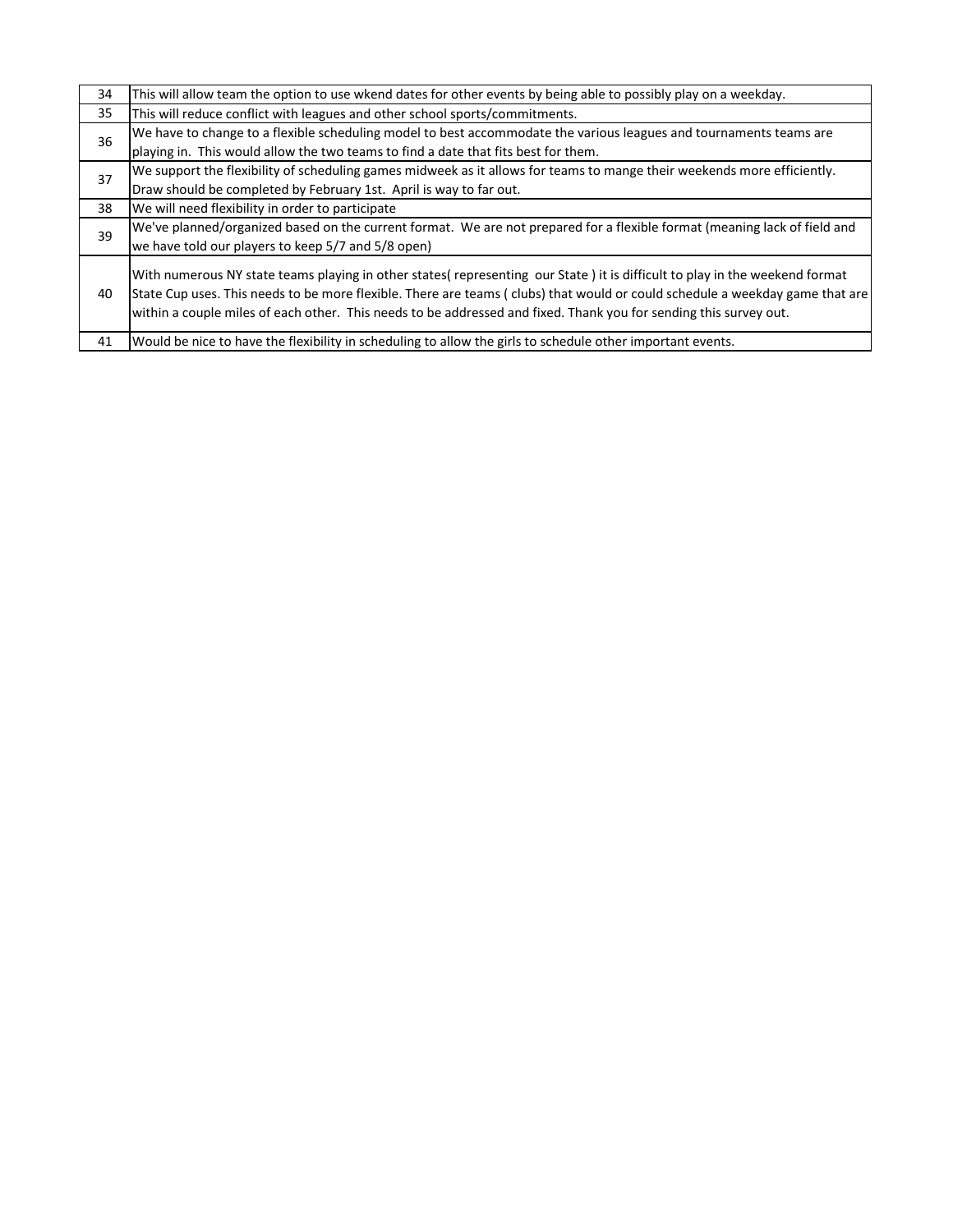| | |
|---|---|
| 34 | This will allow team the option to use wkend dates for other events by being able to possibly play on a weekday. |
| 35 | This will reduce conflict with leagues and other school sports/commitments. |
| 36 | We have to change to a flexible scheduling model to best accommodate the various leagues and tournaments teams are playing in. This would allow the two teams to find a date that fits best for them. |
| 37 | We support the flexibility of scheduling games midweek as it allows for teams to mange their weekends more efficiently. Draw should be completed by February 1st. April is way to far out. |
| 38 | We will need flexibility in order to participate |
| 39 | We've planned/organized based on the current format. We are not prepared for a flexible format (meaning lack of field and we have told our players to keep 5/7 and 5/8 open) |
| 40 | With numerous NY state teams playing in other states( representing our State ) it is difficult to play in the weekend format State Cup uses. This needs to be more flexible. There are teams ( clubs) that would or could schedule a weekday game that are within a couple miles of each other. This needs to be addressed and fixed. Thank you for sending this survey out. |
| 41 | Would be nice to have the flexibility in scheduling to allow the girls to schedule other important events. |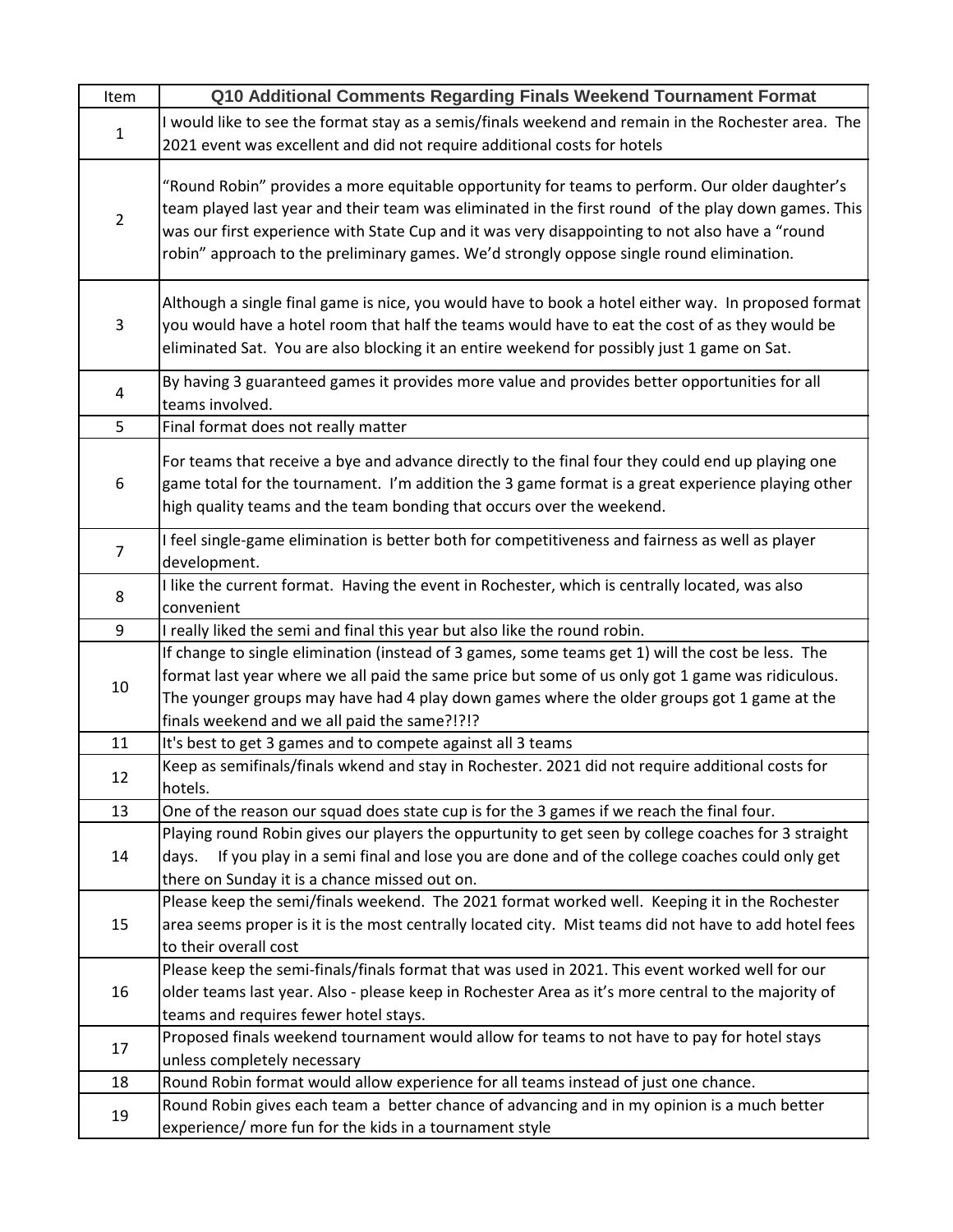| Item | Q10 Additional Comments Regarding Finals Weekend Tournament Format |
|---|---|
| 1 | I would like to see the format stay as a semis/finals weekend and remain in the Rochester area. The 2021 event was excellent and did not require additional costs for hotels |
| 2 | "Round Robin" provides a more equitable opportunity for teams to perform. Our older daughter's team played last year and their team was eliminated in the first round of the play down games. This was our first experience with State Cup and it was very disappointing to not also have a "round robin" approach to the preliminary games. We'd strongly oppose single round elimination. |
| 3 | Although a single final game is nice, you would have to book a hotel either way. In proposed format you would have a hotel room that half the teams would have to eat the cost of as they would be eliminated Sat. You are also blocking it an entire weekend for possibly just 1 game on Sat. |
| 4 | By having 3 guaranteed games it provides more value and provides better opportunities for all teams involved. |
| 5 | Final format does not really matter |
| 6 | For teams that receive a bye and advance directly to the final four they could end up playing one game total for the tournament. I'm addition the 3 game format is a great experience playing other high quality teams and the team bonding that occurs over the weekend. |
| 7 | I feel single-game elimination is better both for competitiveness and fairness as well as player development. |
| 8 | I like the current format. Having the event in Rochester, which is centrally located, was also convenient |
| 9 | I really liked the semi and final this year but also like the round robin. |
| 10 | If change to single elimination (instead of 3 games, some teams get 1) will the cost be less. The format last year where we all paid the same price but some of us only got 1 game was ridiculous. The younger groups may have had 4 play down games where the older groups got 1 game at the finals weekend and we all paid the same?!?!? |
| 11 | It's best to get 3 games and to compete against all 3 teams |
| 12 | Keep as semifinals/finals wkend and stay in Rochester. 2021 did not require additional costs for hotels. |
| 13 | One of the reason our squad does state cup is for the 3 games if we reach the final four. |
| 14 | Playing round Robin gives our players the oppurtunity to get seen by college coaches for 3 straight days. If you play in a semi final and lose you are done and of the college coaches could only get there on Sunday it is a chance missed out on. |
| 15 | Please keep the semi/finals weekend. The 2021 format worked well. Keeping it in the Rochester area seems proper is it is the most centrally located city. Mist teams did not have to add hotel fees to their overall cost |
| 16 | Please keep the semi-finals/finals format that was used in 2021. This event worked well for our older teams last year. Also - please keep in Rochester Area as it's more central to the majority of teams and requires fewer hotel stays. |
| 17 | Proposed finals weekend tournament would allow for teams to not have to pay for hotel stays unless completely necessary |
| 18 | Round Robin format would allow experience for all teams instead of just one chance. |
| 19 | Round Robin gives each team a better chance of advancing and in my opinion is a much better experience/ more fun for the kids in a tournament style |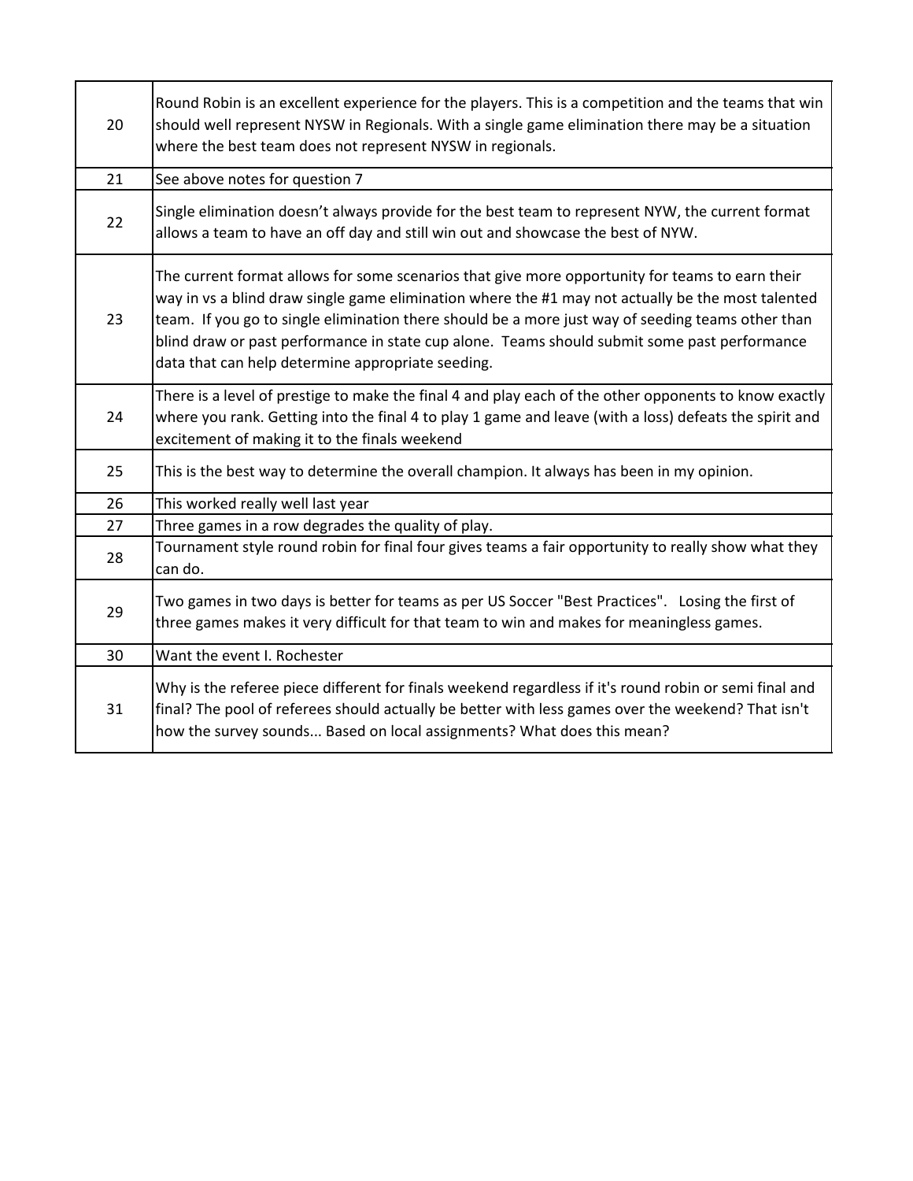| | |
|---|---|
| 20 | Round Robin is an excellent experience for the players. This is a competition and the teams that win should well represent NYSW in Regionals. With a single game elimination there may be a situation where the best team does not represent NYSW in regionals. |
| 21 | See above notes for question 7 |
| 22 | Single elimination doesn't always provide for the best team to represent NYW, the current format allows a team to have an off day and still win out and showcase the best of NYW. |
| 23 | The current format allows for some scenarios that give more opportunity for teams to earn their way in vs a blind draw single game elimination where the #1 may not actually be the most talented team. If you go to single elimination there should be a more just way of seeding teams other than blind draw or past performance in state cup alone. Teams should submit some past performance data that can help determine appropriate seeding. |
| 24 | There is a level of prestige to make the final 4 and play each of the other opponents to know exactly where you rank. Getting into the final 4 to play 1 game and leave (with a loss) defeats the spirit and excitement of making it to the finals weekend |
| 25 | This is the best way to determine the overall champion. It always has been in my opinion. |
| 26 | This worked really well last year |
| 27 | Three games in a row degrades the quality of play. |
| 28 | Tournament style round robin for final four gives teams a fair opportunity to really show what they can do. |
| 29 | Two games in two days is better for teams as per US Soccer "Best Practices". Losing the first of three games makes it very difficult for that team to win and makes for meaningless games. |
| 30 | Want the event I. Rochester |
| 31 | Why is the referee piece different for finals weekend regardless if it's round robin or semi final and final? The pool of referees should actually be better with less games over the weekend? That isn't how the survey sounds... Based on local assignments? What does this mean? |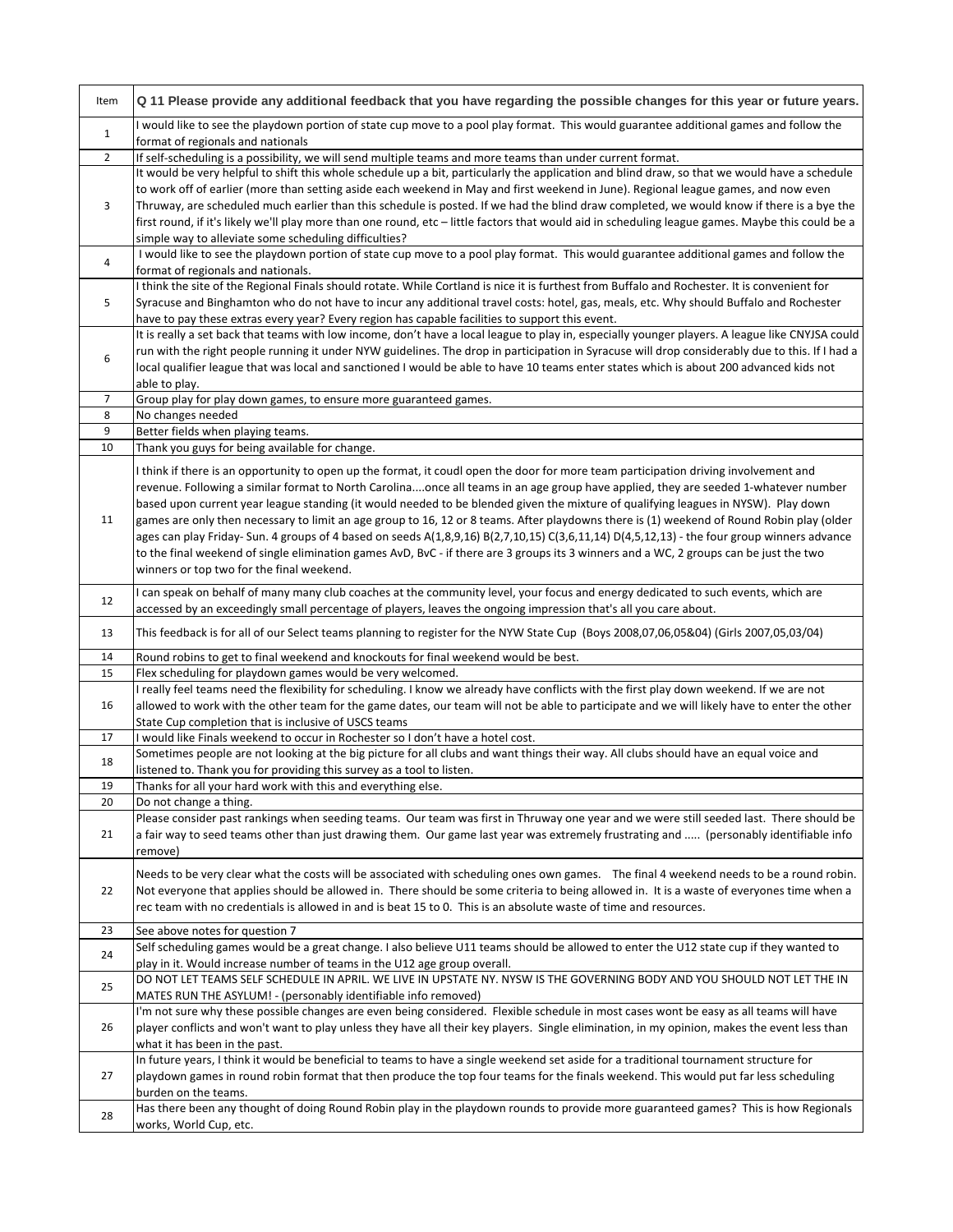| Item | Q 11 Please provide any additional feedback that you have regarding the possible changes for this year or future years. |
|---|---|
| 1 | I would like to see the playdown portion of state cup move to a pool play format. This would guarantee additional games and follow the format of regionals and nationals |
| 2 | If self-scheduling is a possibility, we will send multiple teams and more teams than under current format. |
| 3 | It would be very helpful to shift this whole schedule up a bit, particularly the application and blind draw, so that we would have a schedule to work off of earlier (more than setting aside each weekend in May and first weekend in June). Regional league games, and now even Thruway, are scheduled much earlier than this schedule is posted. If we had the blind draw completed, we would know if there is a bye the first round, if it's likely we'll play more than one round, etc – little factors that would aid in scheduling league games. Maybe this could be a simple way to alleviate some scheduling difficulties? |
| 4 | I would like to see the playdown portion of state cup move to a pool play format. This would guarantee additional games and follow the format of regionals and nationals. |
| 5 | I think the site of the Regional Finals should rotate. While Cortland is nice it is furthest from Buffalo and Rochester. It is convenient for Syracuse and Binghamton who do not have to incur any additional travel costs: hotel, gas, meals, etc. Why should Buffalo and Rochester have to pay these extras every year? Every region has capable facilities to support this event. |
| 6 | It is really a set back that teams with low income, don't have a local league to play in, especially younger players. A league like CNYJSA could run with the right people running it under NYW guidelines. The drop in participation in Syracuse will drop considerably due to this. If I had a local qualifier league that was local and sanctioned I would be able to have 10 teams enter states which is about 200 advanced kids not able to play. |
| 7 | Group play for play down games, to ensure more guaranteed games. |
| 8 | No changes needed |
| 9 | Better fields when playing teams. |
| 10 | Thank you guys for being available for change. |
| 11 | I think if there is an opportunity to open up the format, it coudl open the door for more team participation driving involvement and revenue. Following a similar format to North Carolina....once all teams in an age group have applied, they are seeded 1-whatever number based upon current year league standing (it would needed to be blended given the mixture of qualifying leagues in NYSW). Play down games are only then necessary to limit an age group to 16, 12 or 8 teams. After playdowns there is (1) weekend of Round Robin play (older ages can play Friday- Sun. 4 groups of 4 based on seeds A(1,8,9,16) B(2,7,10,15) C(3,6,11,14) D(4,5,12,13) - the four group winners advance to the final weekend of single elimination games AvD, BvC - if there are 3 groups its 3 winners and a WC, 2 groups can be just the two winners or top two for the final weekend. |
| 12 | I can speak on behalf of many many club coaches at the community level, your focus and energy dedicated to such events, which are accessed by an exceedingly small percentage of players, leaves the ongoing impression that's all you care about. |
| 13 | This feedback is for all of our Select teams planning to register for the NYW State Cup (Boys 2008,07,06,05&04) (Girls 2007,05,03/04) |
| 14 | Round robins to get to final weekend and knockouts for final weekend would be best. |
| 15 | Flex scheduling for playdown games would be very welcomed. |
| 16 | I really feel teams need the flexibility for scheduling. I know we already have conflicts with the first play down weekend. If we are not allowed to work with the other team for the game dates, our team will not be able to participate and we will likely have to enter the other State Cup completion that is inclusive of USCS teams |
| 17 | I would like Finals weekend to occur in Rochester so I don't have a hotel cost. |
| 18 | Sometimes people are not looking at the big picture for all clubs and want things their way. All clubs should have an equal voice and listened to. Thank you for providing this survey as a tool to listen. |
| 19 | Thanks for all your hard work with this and everything else. |
| 20 | Do not change a thing. |
| 21 | Please consider past rankings when seeding teams. Our team was first in Thruway one year and we were still seeded last. There should be a fair way to seed teams other than just drawing them. Our game last year was extremely frustrating and ..... (personably identifiable info remove) |
| 22 | Needs to be very clear what the costs will be associated with scheduling ones own games. The final 4 weekend needs to be a round robin. Not everyone that applies should be allowed in. There should be some criteria to being allowed in. It is a waste of everyones time when a rec team with no credentials is allowed in and is beat 15 to 0. This is an absolute waste of time and resources. |
| 23 | See above notes for question 7 |
| 24 | Self scheduling games would be a great change. I also believe U11 teams should be allowed to enter the U12 state cup if they wanted to play in it. Would increase number of teams in the U12 age group overall. |
| 25 | DO NOT LET TEAMS SELF SCHEDULE IN APRIL. WE LIVE IN UPSTATE NY. NYSW IS THE GOVERNING BODY AND YOU SHOULD NOT LET THE IN MATES RUN THE ASYLUM! - (personably identifiable info removed) |
| 26 | I'm not sure why these possible changes are even being considered. Flexible schedule in most cases wont be easy as all teams will have player conflicts and won't want to play unless they have all their key players. Single elimination, in my opinion, makes the event less than what it has been in the past. |
| 27 | In future years, I think it would be beneficial to teams to have a single weekend set aside for a traditional tournament structure for playdown games in round robin format that then produce the top four teams for the finals weekend. This would put far less scheduling burden on the teams. |
| 28 | Has there been any thought of doing Round Robin play in the playdown rounds to provide more guaranteed games? This is how Regionals works, World Cup, etc. |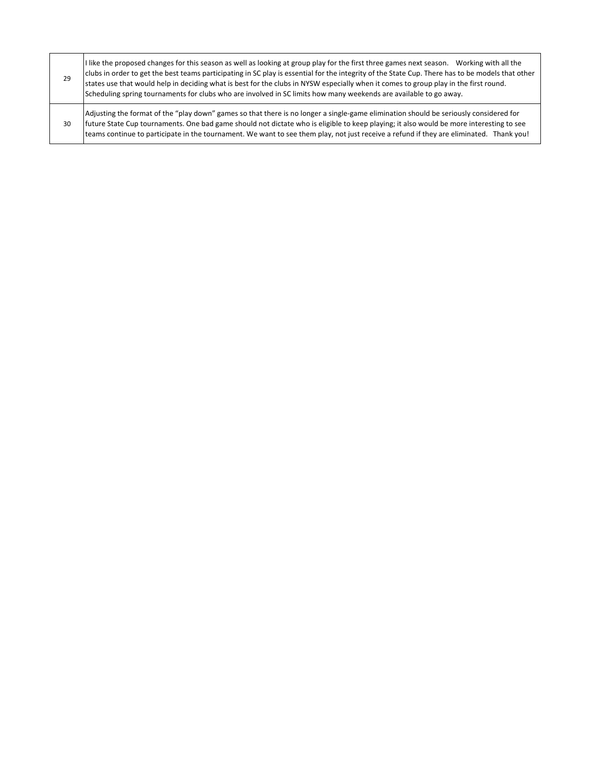| | |
|---|---|
| 29 | I like the proposed changes for this season as well as looking at group play for the first three games next season. Working with all the clubs in order to get the best teams participating in SC play is essential for the integrity of the State Cup. There has to be models that other states use that would help in deciding what is best for the clubs in NYSW especially when it comes to group play in the first round. Scheduling spring tournaments for clubs who are involved in SC limits how many weekends are available to go away. |
| 30 | Adjusting the format of the "play down" games so that there is no longer a single-game elimination should be seriously considered for future State Cup tournaments. One bad game should not dictate who is eligible to keep playing; it also would be more interesting to see teams continue to participate in the tournament. We want to see them play, not just receive a refund if they are eliminated. Thank you! |